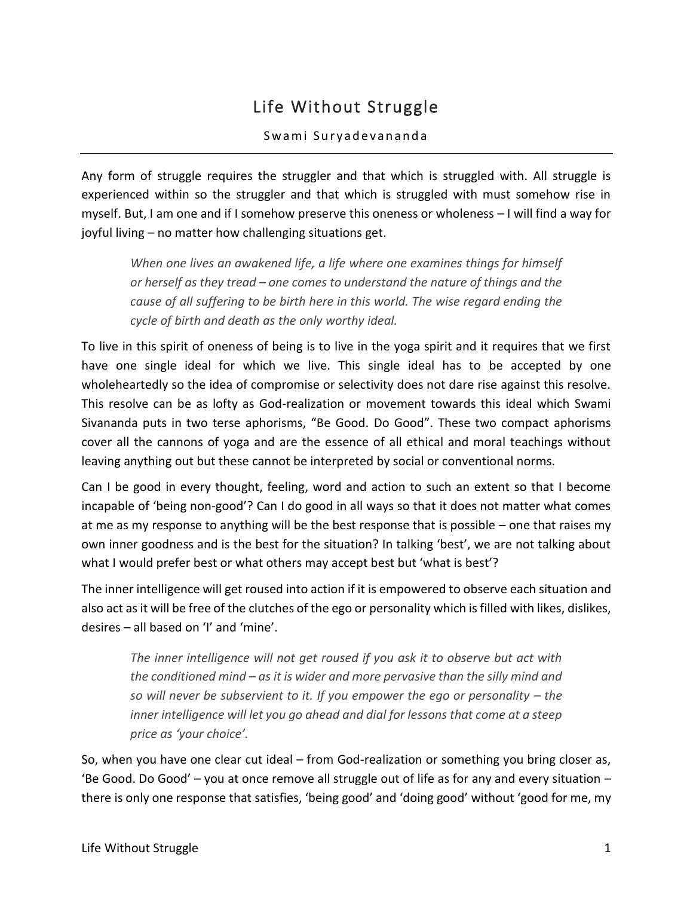# Life Without Struggle

Swami Suryadevananda

---

Any form of struggle requires the struggler and that which is struggled with. All struggle is experienced within so the struggler and that which is struggled with must somehow rise in myself. But, I am one and if I somehow preserve this oneness or wholeness – I will find a way for joyful living – no matter how challenging situations get.

> *When one lives an awakened life, a life where one examines things for himself or herself as they tread – one comes to understand the nature of things and the cause of all suffering to be birth here in this world. The wise regard ending the cycle of birth and death as the only worthy ideal.*

To live in this spirit of oneness of being is to live in the yoga spirit and it requires that we first have one single ideal for which we live. This single ideal has to be accepted by one wholeheartedly so the idea of compromise or selectivity does not dare rise against this resolve. This resolve can be as lofty as God-realization or movement towards this ideal which Swami Sivananda puts in two terse aphorisms, "Be Good. Do Good". These two compact aphorisms cover all the cannons of yoga and are the essence of all ethical and moral teachings without leaving anything out but these cannot be interpreted by social or conventional norms.

Can I be good in every thought, feeling, word and action to such an extent so that I become incapable of 'being non-good'? Can I do good in all ways so that it does not matter what comes at me as my response to anything will be the best response that is possible – one that raises my own inner goodness and is the best for the situation? In talking 'best', we are not talking about what I would prefer best or what others may accept best but 'what is best'?

The inner intelligence will get roused into action if it is empowered to observe each situation and also act as it will be free of the clutches of the ego or personality which is filled with likes, dislikes, desires – all based on 'I' and 'mine'.

> *The inner intelligence will not get roused if you ask it to observe but act with the conditioned mind – as it is wider and more pervasive than the silly mind and so will never be subservient to it. If you empower the ego or personality – the inner intelligence will let you go ahead and dial for lessons that come at a steep price as 'your choice'.*

So, when you have one clear cut ideal – from God-realization or something you bring closer as, 'Be Good. Do Good' – you at once remove all struggle out of life as for any and every situation – there is only one response that satisfies, 'being good' and 'doing good' without 'good for me, my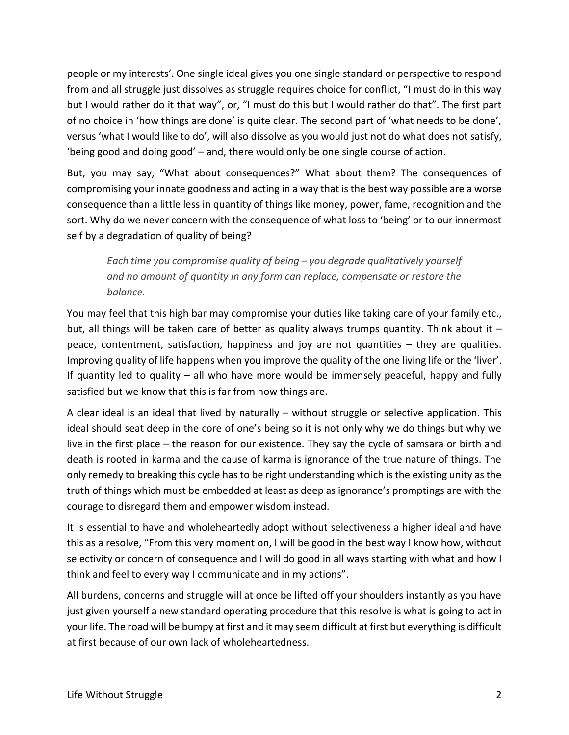people or my interests'. One single ideal gives you one single standard or perspective to respond from and all struggle just dissolves as struggle requires choice for conflict, "I must do in this way but I would rather do it that way", or, "I must do this but I would rather do that". The first part of no choice in 'how things are done' is quite clear. The second part of 'what needs to be done', versus 'what I would like to do', will also dissolve as you would just not do what does not satisfy, 'being good and doing good' – and, there would only be one single course of action.

But, you may say, "What about consequences?" What about them? The consequences of compromising your innate goodness and acting in a way that is the best way possible are a worse consequence than a little less in quantity of things like money, power, fame, recognition and the sort. Why do we never concern with the consequence of what loss to 'being' or to our innermost self by a degradation of quality of being?

> *Each time you compromise quality of being – you degrade qualitatively yourself and no amount of quantity in any form can replace, compensate or restore the balance.*

You may feel that this high bar may compromise your duties like taking care of your family etc., but, all things will be taken care of better as quality always trumps quantity. Think about it – peace, contentment, satisfaction, happiness and joy are not quantities – they are qualities. Improving quality of life happens when you improve the quality of the one living life or the 'liver'. If quantity led to quality – all who have more would be immensely peaceful, happy and fully satisfied but we know that this is far from how things are.

A clear ideal is an ideal that lived by naturally – without struggle or selective application. This ideal should seat deep in the core of one's being so it is not only why we do things but why we live in the first place – the reason for our existence. They say the cycle of samsara or birth and death is rooted in karma and the cause of karma is ignorance of the true nature of things. The only remedy to breaking this cycle has to be right understanding which is the existing unity as the truth of things which must be embedded at least as deep as ignorance's promptings are with the courage to disregard them and empower wisdom instead.

It is essential to have and wholeheartedly adopt without selectiveness a higher ideal and have this as a resolve, "From this very moment on, I will be good in the best way I know how, without selectivity or concern of consequence and I will do good in all ways starting with what and how I think and feel to every way I communicate and in my actions".

All burdens, concerns and struggle will at once be lifted off your shoulders instantly as you have just given yourself a new standard operating procedure that this resolve is what is going to act in your life. The road will be bumpy at first and it may seem difficult at first but everything is difficult at first because of our own lack of wholeheartedness.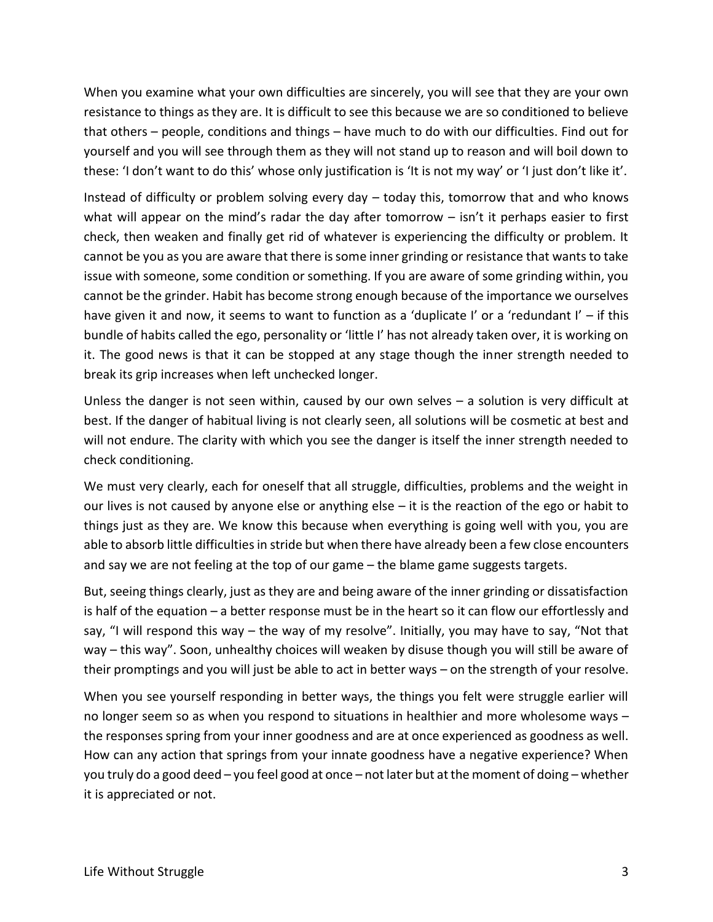When you examine what your own difficulties are sincerely, you will see that they are your own resistance to things as they are. It is difficult to see this because we are so conditioned to believe that others – people, conditions and things – have much to do with our difficulties. Find out for yourself and you will see through them as they will not stand up to reason and will boil down to these: 'I don't want to do this' whose only justification is 'It is not my way' or 'I just don't like it'.

Instead of difficulty or problem solving every day – today this, tomorrow that and who knows what will appear on the mind's radar the day after tomorrow – isn't it perhaps easier to first check, then weaken and finally get rid of whatever is experiencing the difficulty or problem. It cannot be you as you are aware that there is some inner grinding or resistance that wants to take issue with someone, some condition or something. If you are aware of some grinding within, you cannot be the grinder. Habit has become strong enough because of the importance we ourselves have given it and now, it seems to want to function as a 'duplicate I' or a 'redundant I' – if this bundle of habits called the ego, personality or 'little I' has not already taken over, it is working on it. The good news is that it can be stopped at any stage though the inner strength needed to break its grip increases when left unchecked longer.

Unless the danger is not seen within, caused by our own selves – a solution is very difficult at best. If the danger of habitual living is not clearly seen, all solutions will be cosmetic at best and will not endure. The clarity with which you see the danger is itself the inner strength needed to check conditioning.

We must very clearly, each for oneself that all struggle, difficulties, problems and the weight in our lives is not caused by anyone else or anything else – it is the reaction of the ego or habit to things just as they are. We know this because when everything is going well with you, you are able to absorb little difficulties in stride but when there have already been a few close encounters and say we are not feeling at the top of our game – the blame game suggests targets.

But, seeing things clearly, just as they are and being aware of the inner grinding or dissatisfaction is half of the equation – a better response must be in the heart so it can flow our effortlessly and say, "I will respond this way – the way of my resolve". Initially, you may have to say, "Not that way – this way". Soon, unhealthy choices will weaken by disuse though you will still be aware of their promptings and you will just be able to act in better ways – on the strength of your resolve.

When you see yourself responding in better ways, the things you felt were struggle earlier will no longer seem so as when you respond to situations in healthier and more wholesome ways – the responses spring from your inner goodness and are at once experienced as goodness as well. How can any action that springs from your innate goodness have a negative experience? When you truly do a good deed – you feel good at once – not later but at the moment of doing – whether it is appreciated or not.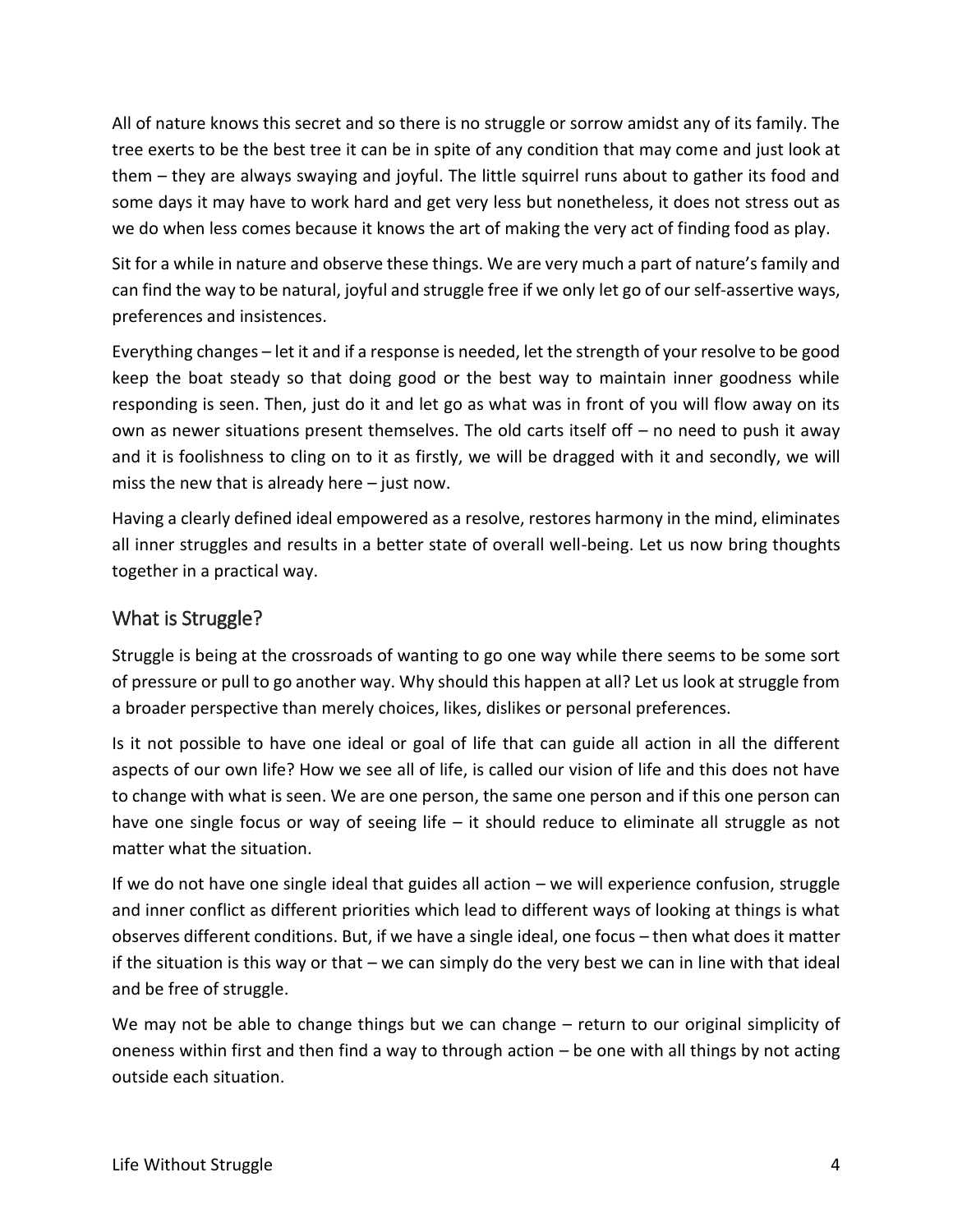All of nature knows this secret and so there is no struggle or sorrow amidst any of its family. The tree exerts to be the best tree it can be in spite of any condition that may come and just look at them – they are always swaying and joyful. The little squirrel runs about to gather its food and some days it may have to work hard and get very less but nonetheless, it does not stress out as we do when less comes because it knows the art of making the very act of finding food as play.

Sit for a while in nature and observe these things. We are very much a part of nature's family and can find the way to be natural, joyful and struggle free if we only let go of our self-assertive ways, preferences and insistences.

Everything changes – let it and if a response is needed, let the strength of your resolve to be good keep the boat steady so that doing good or the best way to maintain inner goodness while responding is seen. Then, just do it and let go as what was in front of you will flow away on its own as newer situations present themselves. The old carts itself off – no need to push it away and it is foolishness to cling on to it as firstly, we will be dragged with it and secondly, we will miss the new that is already here – just now.

Having a clearly defined ideal empowered as a resolve, restores harmony in the mind, eliminates all inner struggles and results in a better state of overall well-being. Let us now bring thoughts together in a practical way.

## What is Struggle?

Struggle is being at the crossroads of wanting to go one way while there seems to be some sort of pressure or pull to go another way. Why should this happen at all? Let us look at struggle from a broader perspective than merely choices, likes, dislikes or personal preferences.

Is it not possible to have one ideal or goal of life that can guide all action in all the different aspects of our own life? How we see all of life, is called our vision of life and this does not have to change with what is seen. We are one person, the same one person and if this one person can have one single focus or way of seeing life – it should reduce to eliminate all struggle as not matter what the situation.

If we do not have one single ideal that guides all action – we will experience confusion, struggle and inner conflict as different priorities which lead to different ways of looking at things is what observes different conditions. But, if we have a single ideal, one focus – then what does it matter if the situation is this way or that – we can simply do the very best we can in line with that ideal and be free of struggle.

We may not be able to change things but we can change – return to our original simplicity of oneness within first and then find a way to through action – be one with all things by not acting outside each situation.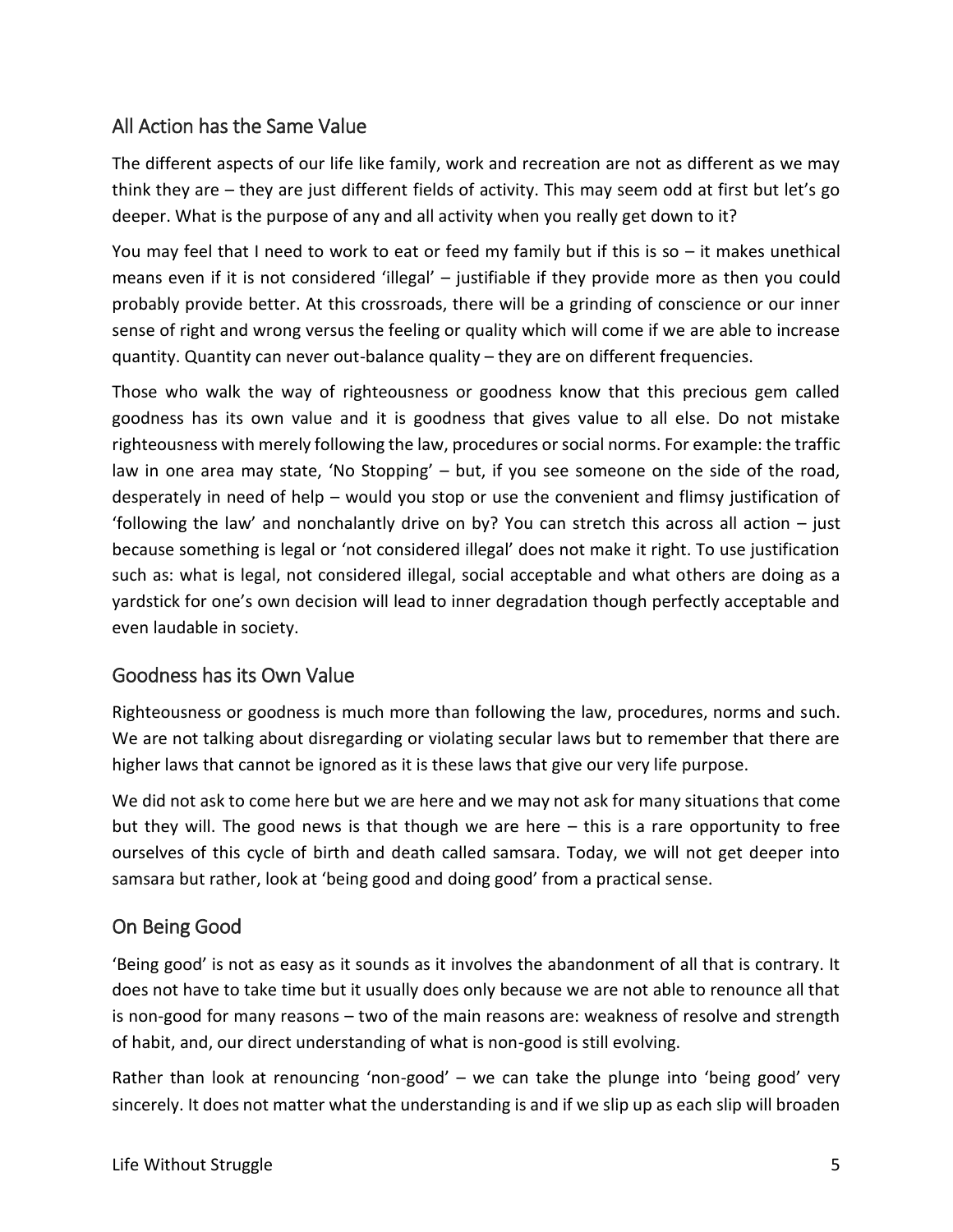## All Action has the Same Value

The different aspects of our life like family, work and recreation are not as different as we may think they are – they are just different fields of activity. This may seem odd at first but let's go deeper. What is the purpose of any and all activity when you really get down to it?

You may feel that I need to work to eat or feed my family but if this is so – it makes unethical means even if it is not considered 'illegal' – justifiable if they provide more as then you could probably provide better. At this crossroads, there will be a grinding of conscience or our inner sense of right and wrong versus the feeling or quality which will come if we are able to increase quantity. Quantity can never out-balance quality – they are on different frequencies.

Those who walk the way of righteousness or goodness know that this precious gem called goodness has its own value and it is goodness that gives value to all else. Do not mistake righteousness with merely following the law, procedures or social norms. For example: the traffic law in one area may state, 'No Stopping' – but, if you see someone on the side of the road, desperately in need of help – would you stop or use the convenient and flimsy justification of 'following the law' and nonchalantly drive on by? You can stretch this across all action – just because something is legal or 'not considered illegal' does not make it right. To use justification such as: what is legal, not considered illegal, social acceptable and what others are doing as a yardstick for one's own decision will lead to inner degradation though perfectly acceptable and even laudable in society.

## Goodness has its Own Value

Righteousness or goodness is much more than following the law, procedures, norms and such. We are not talking about disregarding or violating secular laws but to remember that there are higher laws that cannot be ignored as it is these laws that give our very life purpose.

We did not ask to come here but we are here and we may not ask for many situations that come but they will. The good news is that though we are here – this is a rare opportunity to free ourselves of this cycle of birth and death called samsara. Today, we will not get deeper into samsara but rather, look at 'being good and doing good' from a practical sense.

## On Being Good

'Being good' is not as easy as it sounds as it involves the abandonment of all that is contrary. It does not have to take time but it usually does only because we are not able to renounce all that is non-good for many reasons – two of the main reasons are: weakness of resolve and strength of habit, and, our direct understanding of what is non-good is still evolving.

Rather than look at renouncing 'non-good' – we can take the plunge into 'being good' very sincerely. It does not matter what the understanding is and if we slip up as each slip will broaden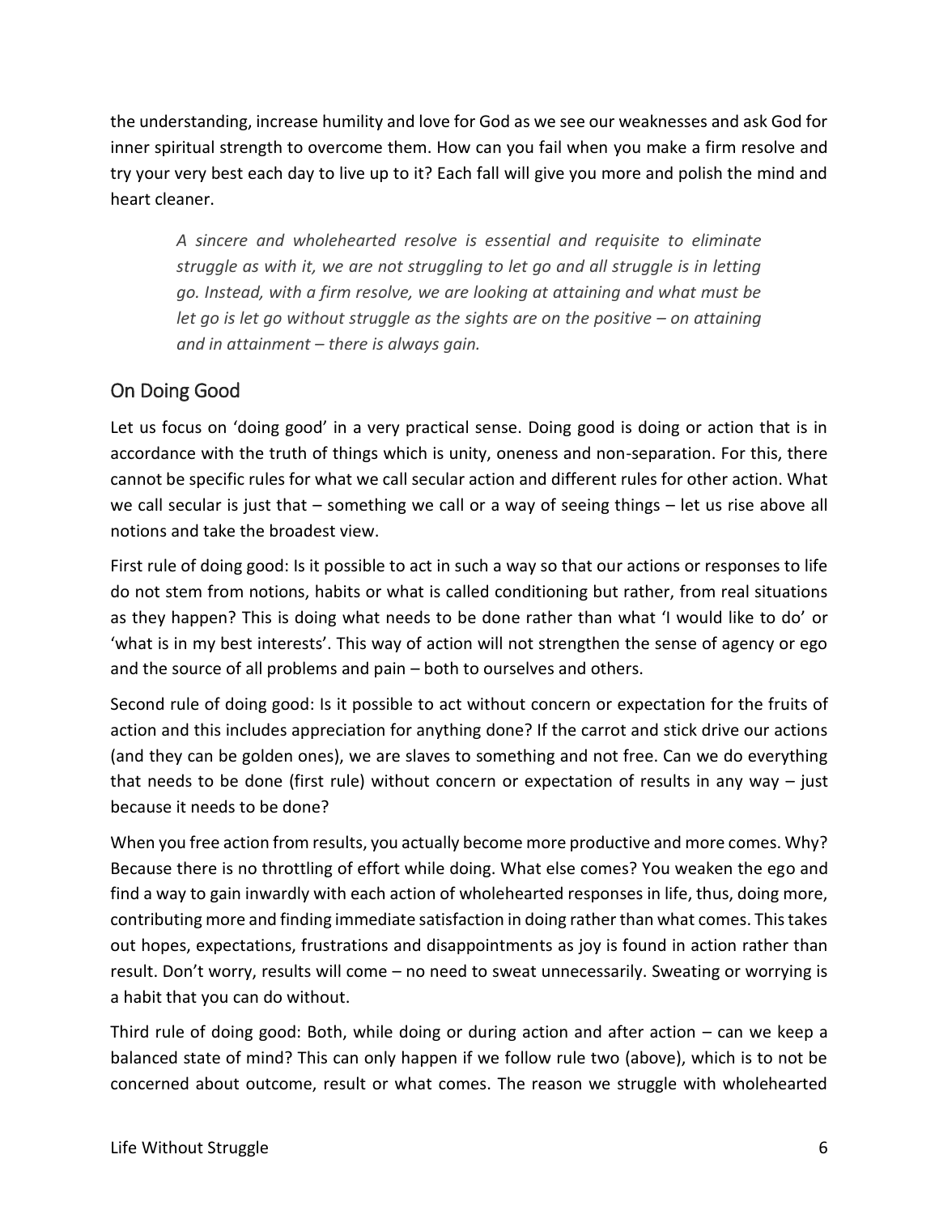the understanding, increase humility and love for God as we see our weaknesses and ask God for inner spiritual strength to overcome them. How can you fail when you make a firm resolve and try your very best each day to live up to it? Each fall will give you more and polish the mind and heart cleaner.

> *A sincere and wholehearted resolve is essential and requisite to eliminate struggle as with it, we are not struggling to let go and all struggle is in letting go. Instead, with a firm resolve, we are looking at attaining and what must be let go is let go without struggle as the sights are on the positive – on attaining and in attainment – there is always gain.*

## On Doing Good

Let us focus on 'doing good' in a very practical sense. Doing good is doing or action that is in accordance with the truth of things which is unity, oneness and non-separation. For this, there cannot be specific rules for what we call secular action and different rules for other action. What we call secular is just that – something we call or a way of seeing things – let us rise above all notions and take the broadest view.

First rule of doing good: Is it possible to act in such a way so that our actions or responses to life do not stem from notions, habits or what is called conditioning but rather, from real situations as they happen? This is doing what needs to be done rather than what 'I would like to do' or 'what is in my best interests'. This way of action will not strengthen the sense of agency or ego and the source of all problems and pain – both to ourselves and others.

Second rule of doing good: Is it possible to act without concern or expectation for the fruits of action and this includes appreciation for anything done? If the carrot and stick drive our actions (and they can be golden ones), we are slaves to something and not free. Can we do everything that needs to be done (first rule) without concern or expectation of results in any way – just because it needs to be done?

When you free action from results, you actually become more productive and more comes. Why? Because there is no throttling of effort while doing. What else comes? You weaken the ego and find a way to gain inwardly with each action of wholehearted responses in life, thus, doing more, contributing more and finding immediate satisfaction in doing rather than what comes. This takes out hopes, expectations, frustrations and disappointments as joy is found in action rather than result. Don't worry, results will come – no need to sweat unnecessarily. Sweating or worrying is a habit that you can do without.

Third rule of doing good: Both, while doing or during action and after action – can we keep a balanced state of mind? This can only happen if we follow rule two (above), which is to not be concerned about outcome, result or what comes. The reason we struggle with wholehearted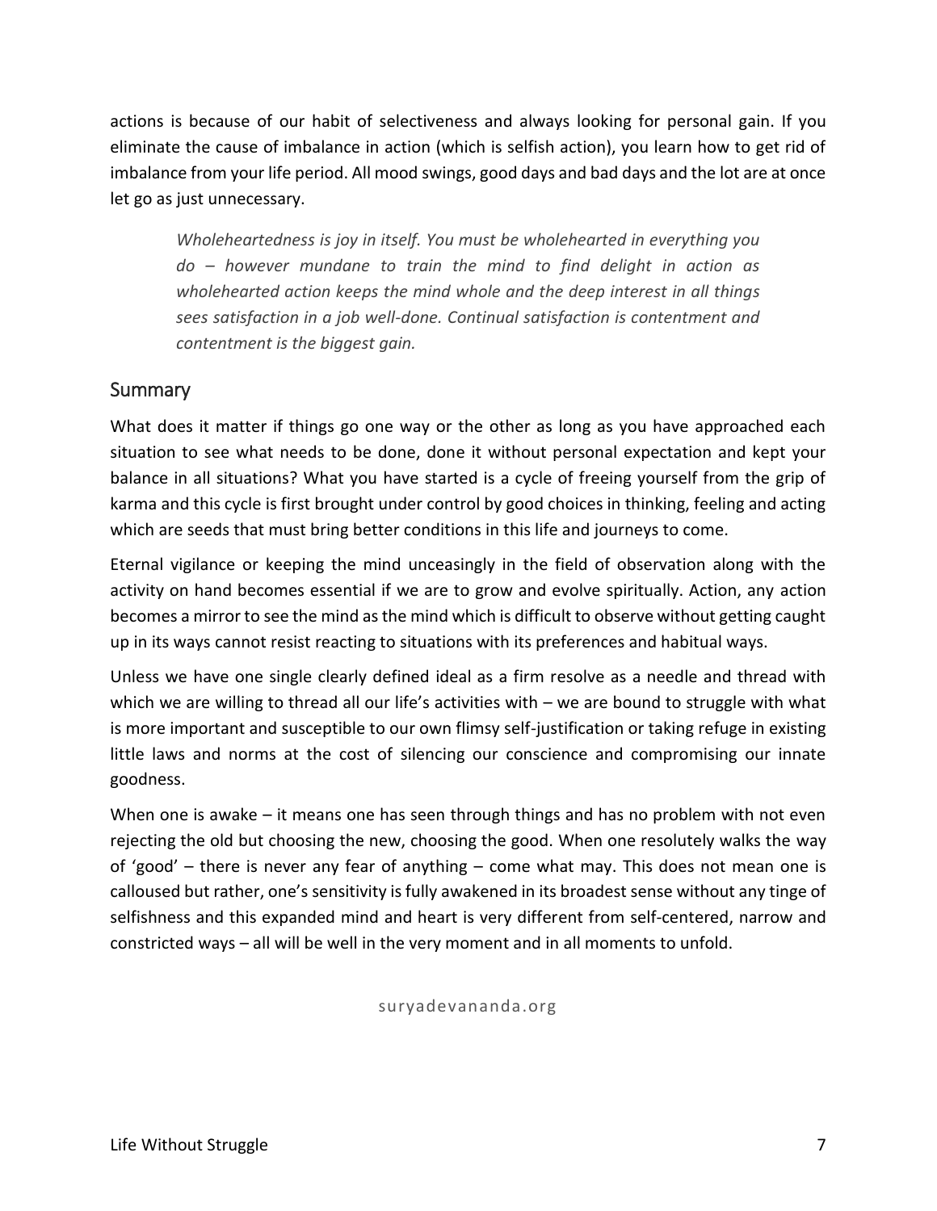actions is because of our habit of selectiveness and always looking for personal gain. If you eliminate the cause of imbalance in action (which is selfish action), you learn how to get rid of imbalance from your life period. All mood swings, good days and bad days and the lot are at once let go as just unnecessary.

> *Wholeheartedness is joy in itself. You must be wholehearted in everything you do – however mundane to train the mind to find delight in action as wholehearted action keeps the mind whole and the deep interest in all things sees satisfaction in a job well-done. Continual satisfaction is contentment and contentment is the biggest gain.*

## Summary

What does it matter if things go one way or the other as long as you have approached each situation to see what needs to be done, done it without personal expectation and kept your balance in all situations? What you have started is a cycle of freeing yourself from the grip of karma and this cycle is first brought under control by good choices in thinking, feeling and acting which are seeds that must bring better conditions in this life and journeys to come.

Eternal vigilance or keeping the mind unceasingly in the field of observation along with the activity on hand becomes essential if we are to grow and evolve spiritually. Action, any action becomes a mirror to see the mind as the mind which is difficult to observe without getting caught up in its ways cannot resist reacting to situations with its preferences and habitual ways.

Unless we have one single clearly defined ideal as a firm resolve as a needle and thread with which we are willing to thread all our life's activities with – we are bound to struggle with what is more important and susceptible to our own flimsy self-justification or taking refuge in existing little laws and norms at the cost of silencing our conscience and compromising our innate goodness.

When one is awake – it means one has seen through things and has no problem with not even rejecting the old but choosing the new, choosing the good. When one resolutely walks the way of 'good' – there is never any fear of anything – come what may. This does not mean one is calloused but rather, one's sensitivity is fully awakened in its broadest sense without any tinge of selfishness and this expanded mind and heart is very different from self-centered, narrow and constricted ways – all will be well in the very moment and in all moments to unfold.

suryadevananda.org